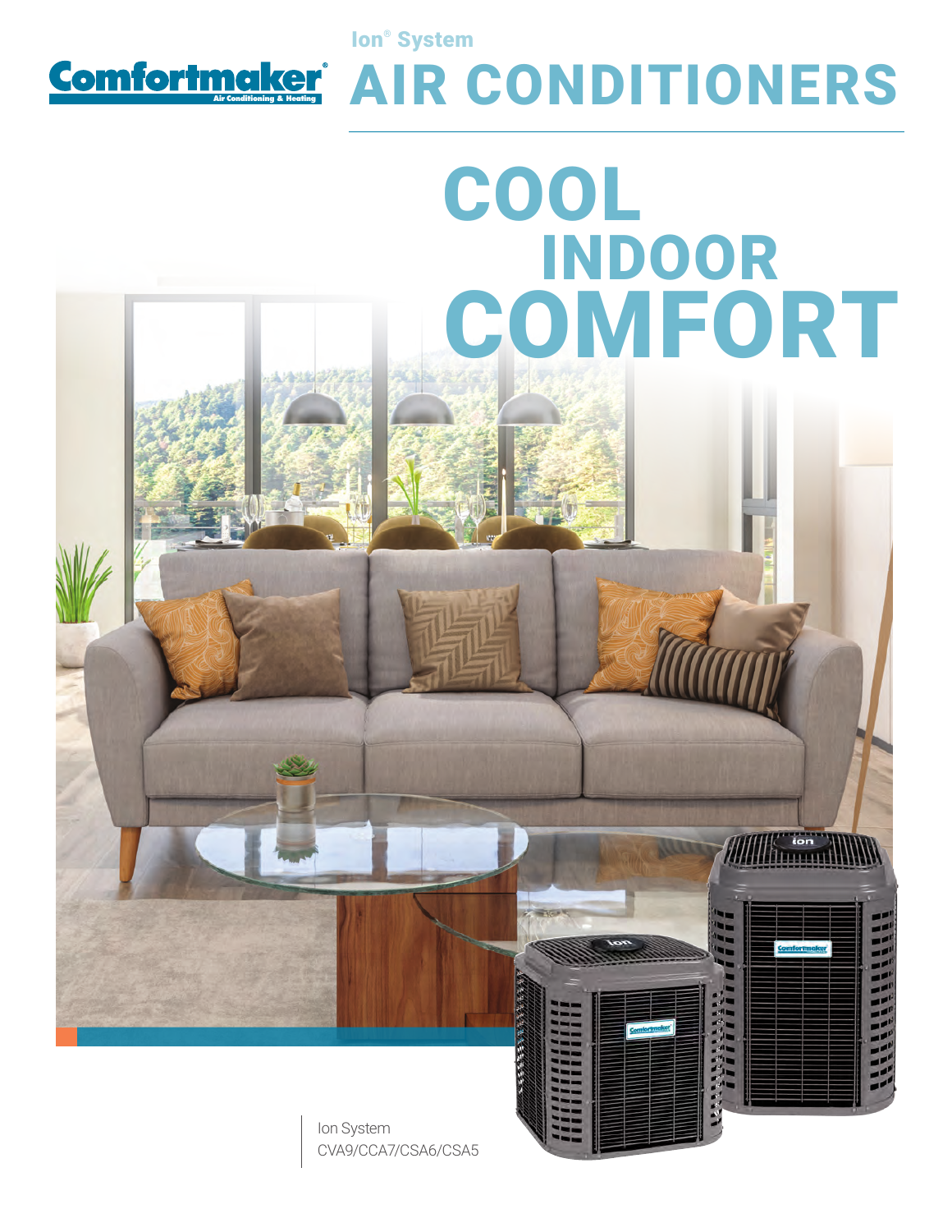Comfortmaker® Air Conditioning & Heating

Ion® System

# AIR CONDITIONERS

# COOL INDOOR COMFORT

Ion System
CVA9/CCA7/CSA6/CSA5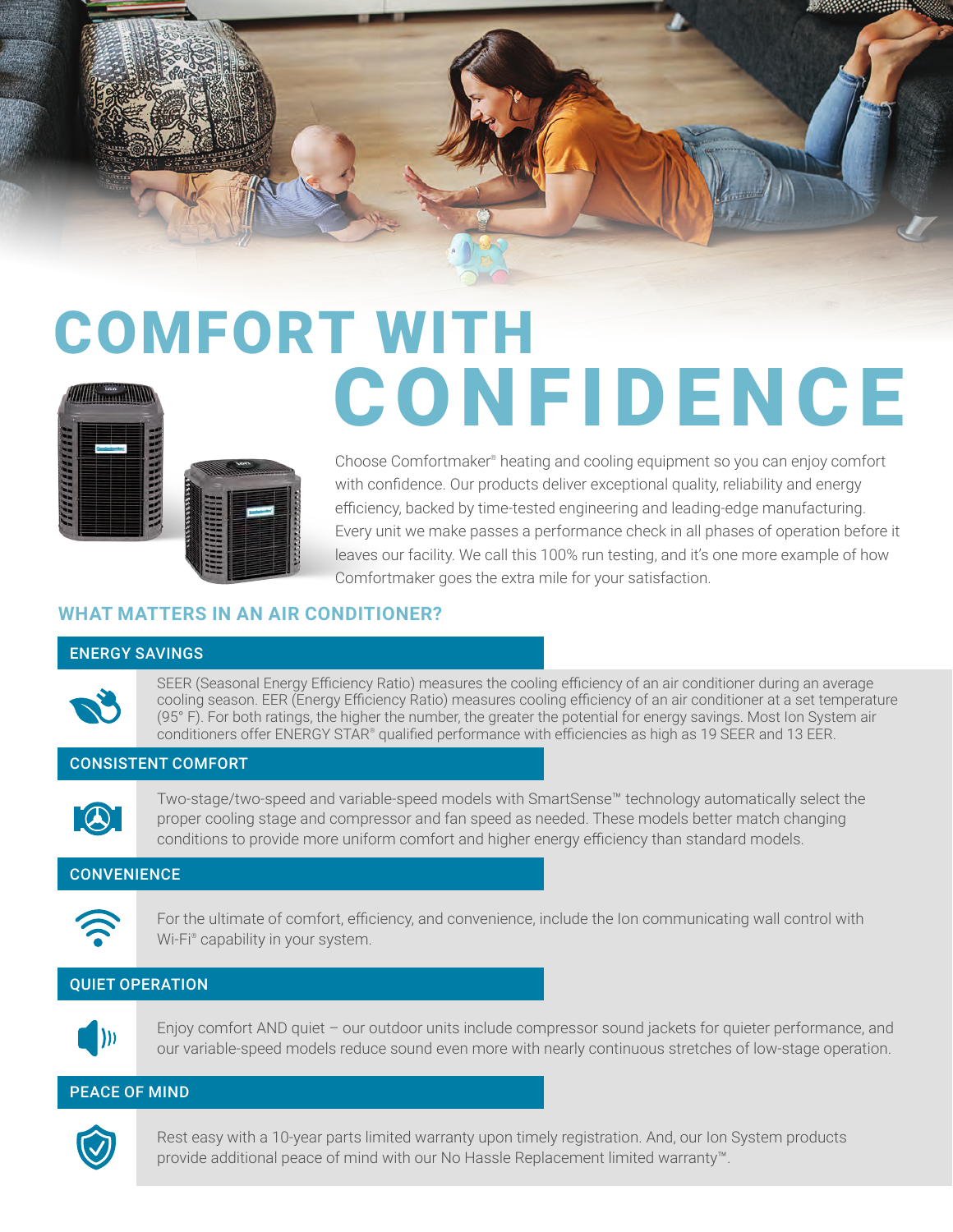# COMFORT WITH CONFIDENCE

Choose Comfortmaker® heating and cooling equipment so you can enjoy comfort with confidence. Our products deliver exceptional quality, reliability and energy efficiency, backed by time-tested engineering and leading-edge manufacturing. Every unit we make passes a performance check in all phases of operation before it leaves our facility. We call this 100% run testing, and it's one more example of how Comfortmaker goes the extra mile for your satisfaction.

## WHAT MATTERS IN AN AIR CONDITIONER?

### ENERGY SAVINGS

SEER (Seasonal Energy Efficiency Ratio) measures the cooling efficiency of an air conditioner during an average cooling season. EER (Energy Efficiency Ratio) measures cooling efficiency of an air conditioner at a set temperature (95° F). For both ratings, the higher the number, the greater the potential for energy savings. Most Ion System air conditioners offer ENERGY STAR® qualified performance with efficiencies as high as 19 SEER and 13 EER.

### CONSISTENT COMFORT

Two-stage/two-speed and variable-speed models with SmartSense™ technology automatically select the proper cooling stage and compressor and fan speed as needed. These models better match changing conditions to provide more uniform comfort and higher energy efficiency than standard models.

### CONVENIENCE

For the ultimate of comfort, efficiency, and convenience, include the Ion communicating wall control with Wi-Fi® capability in your system.

### QUIET OPERATION

Enjoy comfort AND quiet – our outdoor units include compressor sound jackets for quieter performance, and our variable-speed models reduce sound even more with nearly continuous stretches of low-stage operation.

### PEACE OF MIND

Rest easy with a 10-year parts limited warranty upon timely registration. And, our Ion System products provide additional peace of mind with our No Hassle Replacement limited warranty™.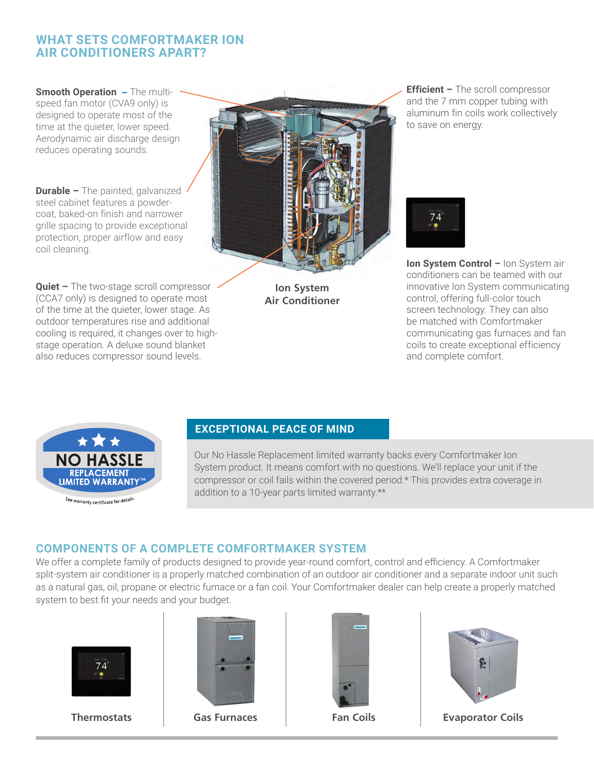## WHAT SETS COMFORTMAKER ION AIR CONDITIONERS APART?

**Smooth Operation** – The multi-speed fan motor (CVA9 only) is designed to operate most of the time at the quieter, lower speed. Aerodynamic air discharge design reduces operating sounds.

**Durable** – The painted, galvanized steel cabinet features a powder-coat, baked-on finish and narrower grille spacing to provide exceptional protection, proper airflow and easy coil cleaning.

**Quiet** – The two-stage scroll compressor (CCA7 only) is designed to operate most of the time at the quieter, lower stage. As outdoor temperatures rise and additional cooling is required, it changes over to high-stage operation. A deluxe sound blanket also reduces compressor sound levels.

Ion System Air Conditioner

**Efficient** – The scroll compressor and the 7 mm copper tubing with aluminum fin coils work collectively to save on energy.

**Ion System Control** – Ion System air conditioners can be teamed with our innovative Ion System communicating control, offering full-color touch screen technology. They can also be matched with Comfortmaker communicating gas furnaces and fan coils to create exceptional efficiency and complete comfort.

NO HASSLE REPLACEMENT LIMITED WARRANTY™

See warranty certificate for details.

### EXCEPTIONAL PEACE OF MIND

Our No Hassle Replacement limited warranty backs every Comfortmaker Ion System product. It means comfort with no questions. We'll replace your unit if the compressor or coil fails within the covered period.* This provides extra coverage in addition to a 10-year parts limited warranty.**

## COMPONENTS OF A COMPLETE COMFORTMAKER SYSTEM

We offer a complete family of products designed to provide year-round comfort, control and efficiency. A Comfortmaker split-system air conditioner is a properly matched combination of an outdoor air conditioner and a separate indoor unit such as a natural gas, oil, propane or electric furnace or a fan coil. Your Comfortmaker dealer can help create a properly matched system to best fit your needs and your budget.

Thermostats

Gas Furnaces

Fan Coils

Evaporator Coils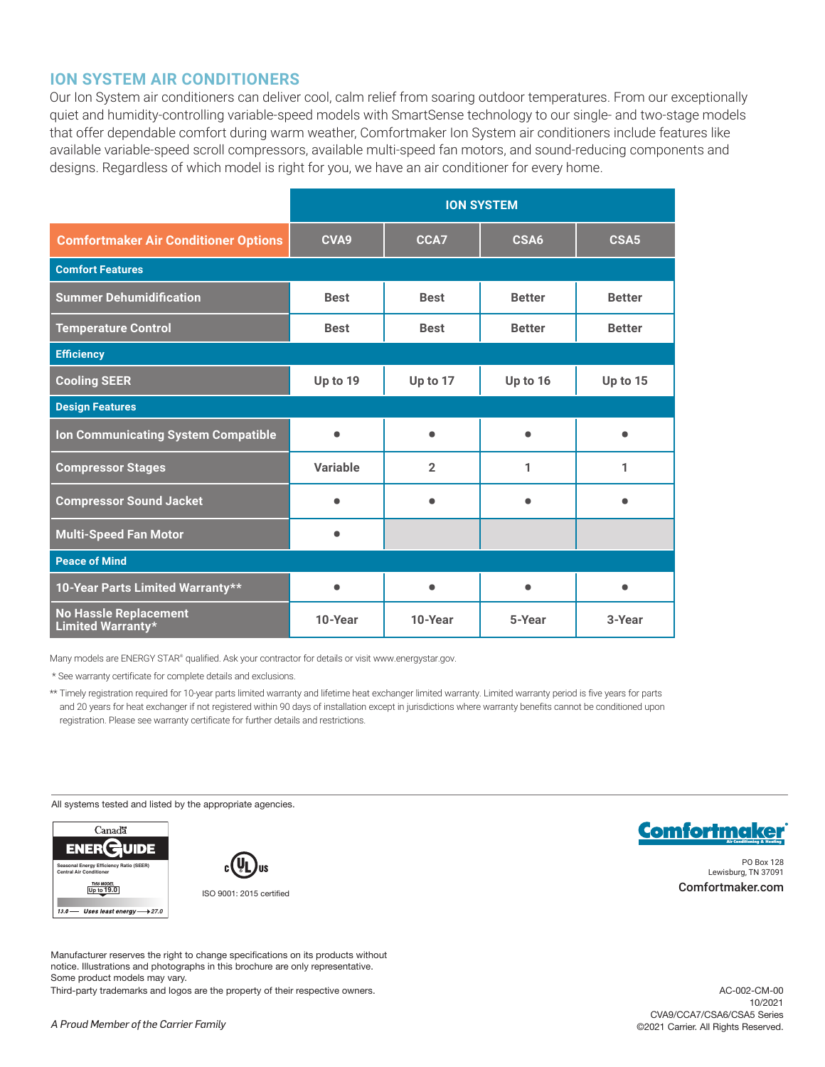## ION SYSTEM AIR CONDITIONERS

Our Ion System air conditioners can deliver cool, calm relief from soaring outdoor temperatures. From our exceptionally quiet and humidity-controlling variable-speed models with SmartSense technology to our single- and two-stage models that offer dependable comfort during warm weather, Comfortmaker Ion System air conditioners include features like available variable-speed scroll compressors, available multi-speed fan motors, and sound-reducing components and designs. Regardless of which model is right for you, we have an air conditioner for every home.

| | ION SYSTEM | | | |
|---|---|---|---|---|
| **Comfortmaker Air Conditioner Options** | **CVA9** | **CCA7** | **CSA6** | **CSA5** |
| **Comfort Features** | | | | |
| **Summer Dehumidification** | Best | Best | Better | Better |
| **Temperature Control** | Best | Best | Better | Better |
| **Efficiency** | | | | |
| **Cooling SEER** | Up to 19 | Up to 17 | Up to 16 | Up to 15 |
| **Design Features** | | | | |
| **Ion Communicating System Compatible** | ● | ● | ● | ● |
| **Compressor Stages** | Variable | 2 | 1 | 1 |
| **Compressor Sound Jacket** | ● | ● | ● | ● |
| **Multi-Speed Fan Motor** | ● | | | |
| **Peace of Mind** | | | | |
| **10-Year Parts Limited Warranty\*\*** | ● | ● | ● | ● |
| **No Hassle Replacement Limited Warranty\*** | 10-Year | 10-Year | 5-Year | 3-Year |

Many models are ENERGY STAR® qualified. Ask your contractor for details or visit www.energystar.gov.

\* See warranty certificate for complete details and exclusions.

\*\* Timely registration required for 10-year parts limited warranty and lifetime heat exchanger limited warranty. Limited warranty period is five years for parts and 20 years for heat exchanger if not registered within 90 days of installation except in jurisdictions where warranty benefits cannot be conditioned upon registration. Please see warranty certificate for further details and restrictions.

All systems tested and listed by the appropriate agencies.

Canada
ENERGUIDE
Seasonal Energy Efficiency Ratio (SEER)
Central Air Conditioner
THIS MODEL
Up to 19.0
13.0 — Uses least energy → 27.0

ISO 9001: 2015 certified

Comfortmaker
Air Conditioning & Heating

PO Box 128
Lewisburg, TN 37091
Comfortmaker.com

Manufacturer reserves the right to change specifications on its products without notice. Illustrations and photographs in this brochure are only representative. Some product models may vary.
Third-party trademarks and logos are the property of their respective owners.

*A Proud Member of the Carrier Family*

AC-002-CM-00
10/2021
CVA9/CCA7/CSA6/CSA5 Series
©2021 Carrier. All Rights Reserved.